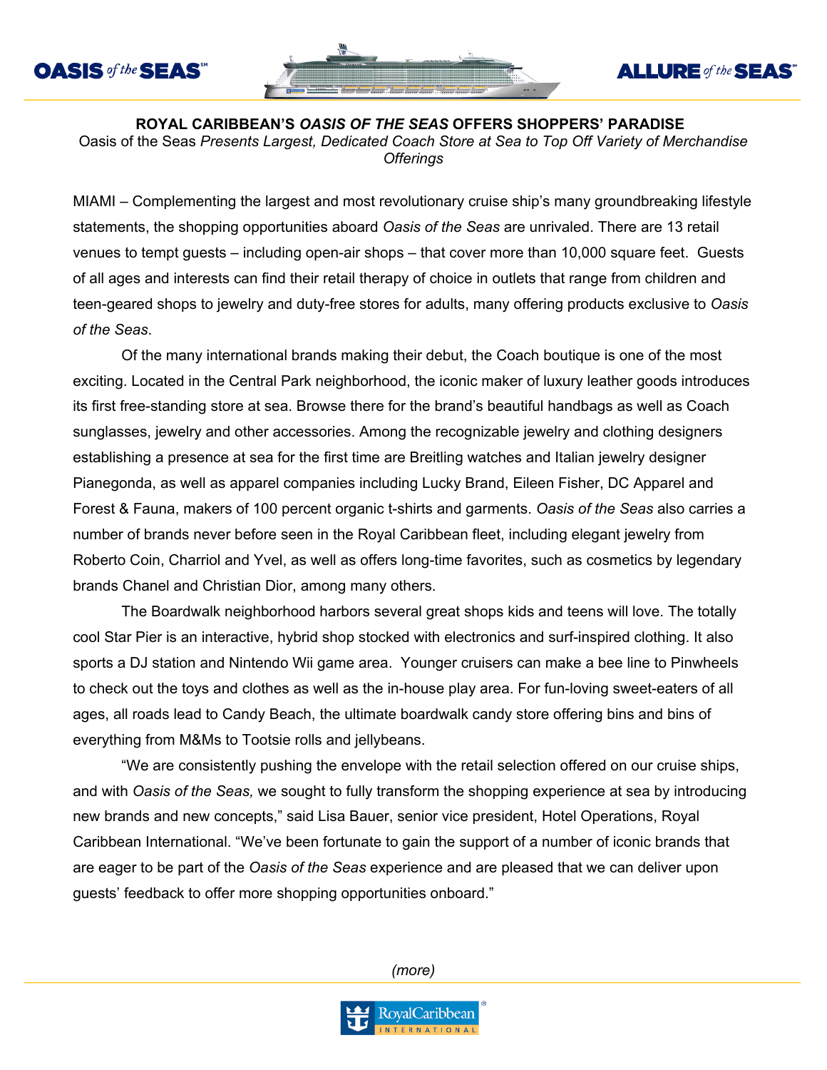# ROYAL CARIBBEAN'S *OASIS OF THE SEAS* OFFERS SHOPPERS' PARADISE

Oasis of the Seas *Presents Largest, Dedicated Coach Store at Sea to Top Off Variety of Merchandise Offerings*

MIAMI – Complementing the largest and most revolutionary cruise ship's many groundbreaking lifestyle statements, the shopping opportunities aboard *Oasis of the Seas* are unrivaled. There are 13 retail venues to tempt guests – including open-air shops – that cover more than 10,000 square feet. Guests of all ages and interests can find their retail therapy of choice in outlets that range from children and teen-geared shops to jewelry and duty-free stores for adults, many offering products exclusive to *Oasis of the Seas*.

Of the many international brands making their debut, the Coach boutique is one of the most exciting. Located in the Central Park neighborhood, the iconic maker of luxury leather goods introduces its first free-standing store at sea. Browse there for the brand's beautiful handbags as well as Coach sunglasses, jewelry and other accessories. Among the recognizable jewelry and clothing designers establishing a presence at sea for the first time are Breitling watches and Italian jewelry designer Pianegonda, as well as apparel companies including Lucky Brand, Eileen Fisher, DC Apparel and Forest & Fauna, makers of 100 percent organic t-shirts and garments. *Oasis of the Seas* also carries a number of brands never before seen in the Royal Caribbean fleet, including elegant jewelry from Roberto Coin, Charriol and Yvel, as well as offers long-time favorites, such as cosmetics by legendary brands Chanel and Christian Dior, among many others.

The Boardwalk neighborhood harbors several great shops kids and teens will love. The totally cool Star Pier is an interactive, hybrid shop stocked with electronics and surf-inspired clothing. It also sports a DJ station and Nintendo Wii game area. Younger cruisers can make a bee line to Pinwheels to check out the toys and clothes as well as the in-house play area. For fun-loving sweet-eaters of all ages, all roads lead to Candy Beach, the ultimate boardwalk candy store offering bins and bins of everything from M&Ms to Tootsie rolls and jellybeans.

"We are consistently pushing the envelope with the retail selection offered on our cruise ships, and with *Oasis of the Seas,* we sought to fully transform the shopping experience at sea by introducing new brands and new concepts," said Lisa Bauer, senior vice president, Hotel Operations, Royal Caribbean International. "We've been fortunate to gain the support of a number of iconic brands that are eager to be part of the *Oasis of the Seas* experience and are pleased that we can deliver upon guests' feedback to offer more shopping opportunities onboard."

*(more)*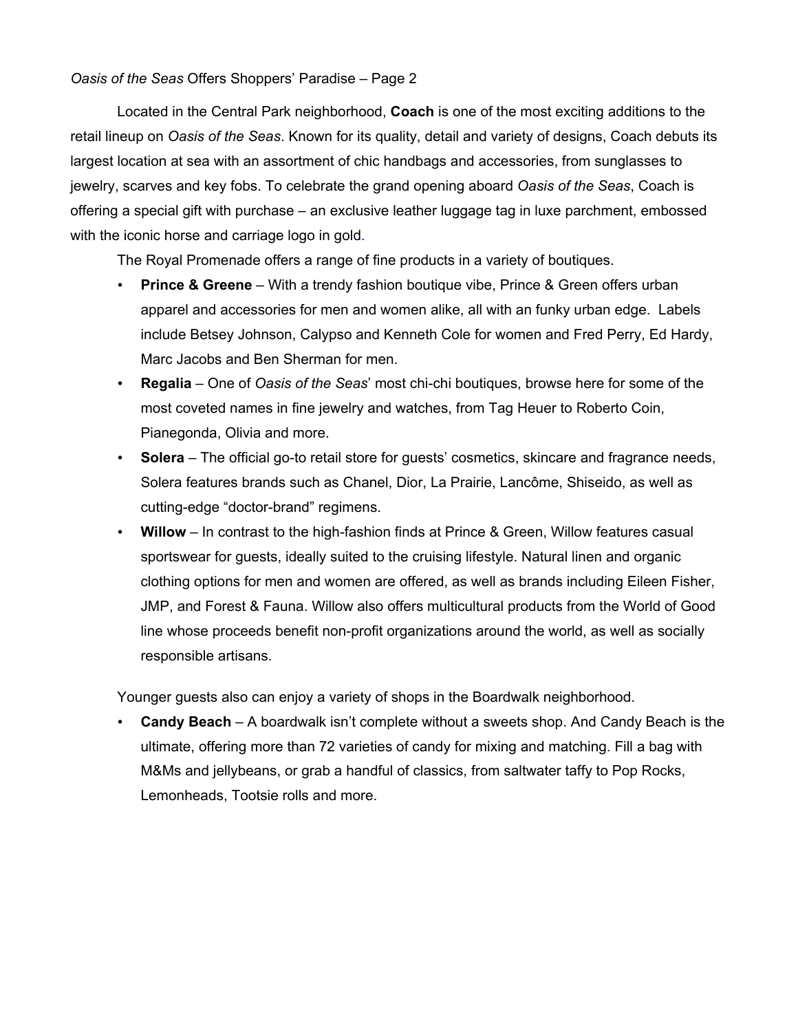Located in the Central Park neighborhood, **Coach** is one of the most exciting additions to the retail lineup on *Oasis of the Seas*. Known for its quality, detail and variety of designs, Coach debuts its largest location at sea with an assortment of chic handbags and accessories, from sunglasses to jewelry, scarves and key fobs. To celebrate the grand opening aboard *Oasis of the Seas*, Coach is offering a special gift with purchase – an exclusive leather luggage tag in luxe parchment, embossed with the iconic horse and carriage logo in gold.

The Royal Promenade offers a range of fine products in a variety of boutiques.

- **Prince & Greene** – With a trendy fashion boutique vibe, Prince & Green offers urban apparel and accessories for men and women alike, all with an funky urban edge. Labels include Betsey Johnson, Calypso and Kenneth Cole for women and Fred Perry, Ed Hardy, Marc Jacobs and Ben Sherman for men.
- **Regalia** – One of *Oasis of the Seas*' most chi-chi boutiques, browse here for some of the most coveted names in fine jewelry and watches, from Tag Heuer to Roberto Coin, Pianegonda, Olivia and more.
- **Solera** – The official go-to retail store for guests' cosmetics, skincare and fragrance needs, Solera features brands such as Chanel, Dior, La Prairie, Lancôme, Shiseido, as well as cutting-edge "doctor-brand" regimens.
- **Willow** – In contrast to the high-fashion finds at Prince & Green, Willow features casual sportswear for guests, ideally suited to the cruising lifestyle. Natural linen and organic clothing options for men and women are offered, as well as brands including Eileen Fisher, JMP, and Forest & Fauna. Willow also offers multicultural products from the World of Good line whose proceeds benefit non-profit organizations around the world, as well as socially responsible artisans.

Younger guests also can enjoy a variety of shops in the Boardwalk neighborhood.

- **Candy Beach** – A boardwalk isn't complete without a sweets shop. And Candy Beach is the ultimate, offering more than 72 varieties of candy for mixing and matching. Fill a bag with M&Ms and jellybeans, or grab a handful of classics, from saltwater taffy to Pop Rocks, Lemonheads, Tootsie rolls and more.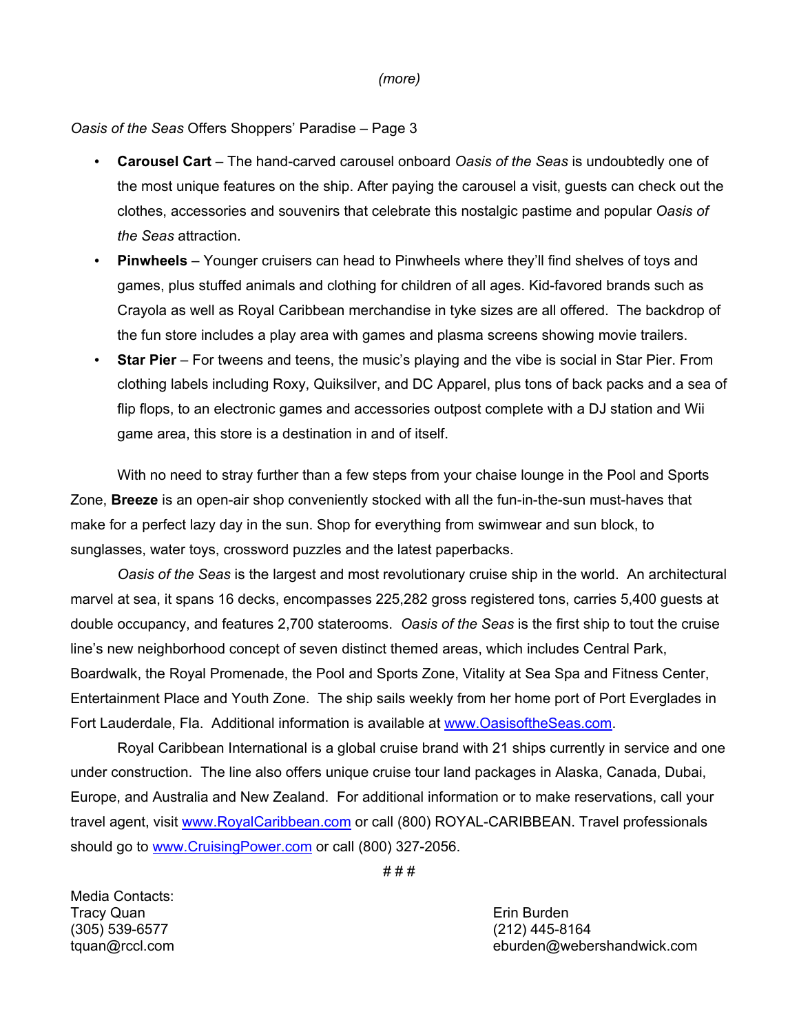- **Carousel Cart** – The hand-carved carousel onboard *Oasis of the Seas* is undoubtedly one of the most unique features on the ship. After paying the carousel a visit, guests can check out the clothes, accessories and souvenirs that celebrate this nostalgic pastime and popular *Oasis of the Seas* attraction.
- **Pinwheels** – Younger cruisers can head to Pinwheels where they'll find shelves of toys and games, plus stuffed animals and clothing for children of all ages. Kid-favored brands such as Crayola as well as Royal Caribbean merchandise in tyke sizes are all offered. The backdrop of the fun store includes a play area with games and plasma screens showing movie trailers.
- **Star Pier** – For tweens and teens, the music's playing and the vibe is social in Star Pier. From clothing labels including Roxy, Quiksilver, and DC Apparel, plus tons of back packs and a sea of flip flops, to an electronic games and accessories outpost complete with a DJ station and Wii game area, this store is a destination in and of itself.

With no need to stray further than a few steps from your chaise lounge in the Pool and Sports Zone, **Breeze** is an open-air shop conveniently stocked with all the fun-in-the-sun must-haves that make for a perfect lazy day in the sun. Shop for everything from swimwear and sun block, to sunglasses, water toys, crossword puzzles and the latest paperbacks.

*Oasis of the Seas* is the largest and most revolutionary cruise ship in the world. An architectural marvel at sea, it spans 16 decks, encompasses 225,282 gross registered tons, carries 5,400 guests at double occupancy, and features 2,700 staterooms. *Oasis of the Seas* is the first ship to tout the cruise line's new neighborhood concept of seven distinct themed areas, which includes Central Park, Boardwalk, the Royal Promenade, the Pool and Sports Zone, Vitality at Sea Spa and Fitness Center, Entertainment Place and Youth Zone. The ship sails weekly from her home port of Port Everglades in Fort Lauderdale, Fla. Additional information is available at www.OasisoftheSeas.com.

Royal Caribbean International is a global cruise brand with 21 ships currently in service and one under construction. The line also offers unique cruise tour land packages in Alaska, Canada, Dubai, Europe, and Australia and New Zealand. For additional information or to make reservations, call your travel agent, visit www.RoyalCaribbean.com or call (800) ROYAL-CARIBBEAN. Travel professionals should go to www.CruisingPower.com or call (800) 327-2056.

# # #

Media Contacts:

Tracy Quan
(305) 539-6577
tquan@rccl.com

Erin Burden
(212) 445-8164
eburden@webershandwick.com